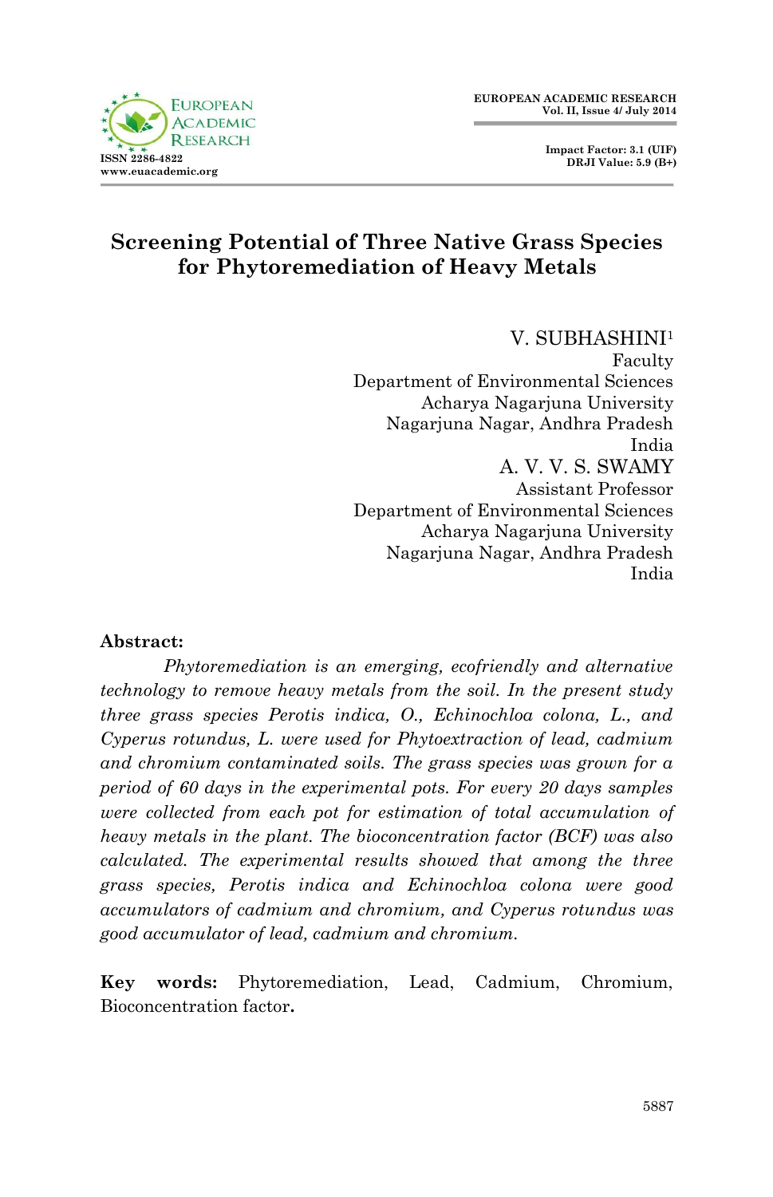# Screening Potential of Three Native Grass Species for Phytoremediation of Heavy Metals

V. SUBHASHINI[1]
Faculty
Department of Environmental Sciences
Acharya Nagarjuna University
Nagarjuna Nagar, Andhra Pradesh
India

A. V. V. S. SWAMY
Assistant Professor
Department of Environmental Sciences
Acharya Nagarjuna University
Nagarjuna Nagar, Andhra Pradesh
India

**Abstract:**

*Phytoremediation is an emerging, ecofriendly and alternative technology to remove heavy metals from the soil. In the present study three grass species Perotis indica, O., Echinochloa colona, L., and Cyperus rotundus, L. were used for Phytoextraction of lead, cadmium and chromium contaminated soils. The grass species was grown for a period of 60 days in the experimental pots. For every 20 days samples were collected from each pot for estimation of total accumulation of heavy metals in the plant. The bioconcentration factor (BCF) was also calculated. The experimental results showed that among the three grass species, Perotis indica and Echinochloa colona were good accumulators of cadmium and chromium, and Cyperus rotundus was good accumulator of lead, cadmium and chromium.*

**Key words:** Phytoremediation, Lead, Cadmium, Chromium, Bioconcentration factor**.**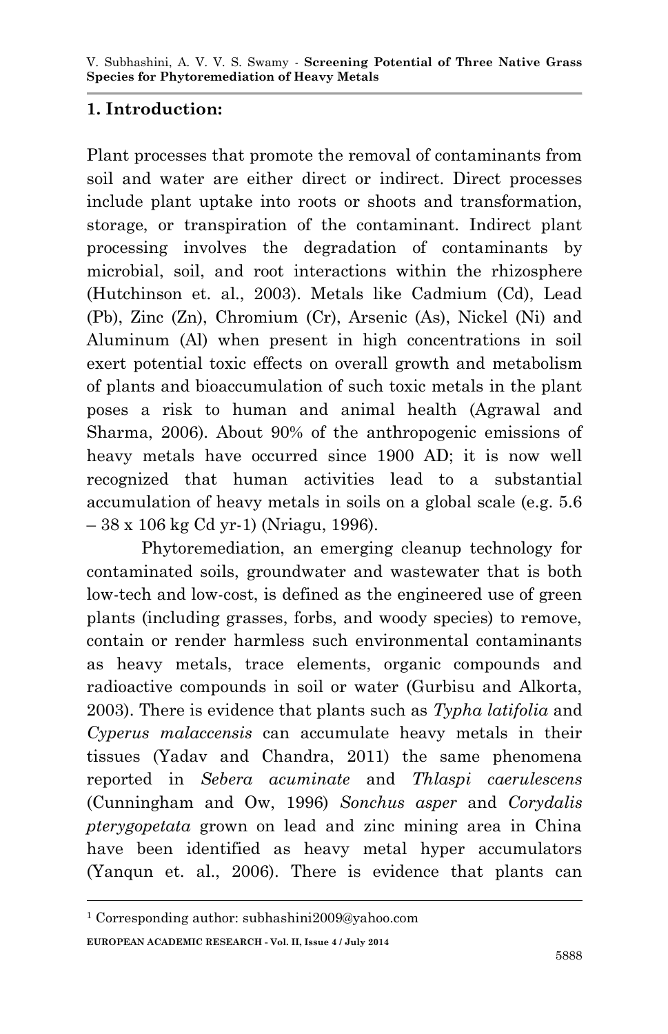## 1. Introduction:

Plant processes that promote the removal of contaminants from soil and water are either direct or indirect. Direct processes include plant uptake into roots or shoots and transformation, storage, or transpiration of the contaminant. Indirect plant processing involves the degradation of contaminants by microbial, soil, and root interactions within the rhizosphere (Hutchinson et. al., 2003). Metals like Cadmium (Cd), Lead (Pb), Zinc (Zn), Chromium (Cr), Arsenic (As), Nickel (Ni) and Aluminum (Al) when present in high concentrations in soil exert potential toxic effects on overall growth and metabolism of plants and bioaccumulation of such toxic metals in the plant poses a risk to human and animal health (Agrawal and Sharma, 2006). About 90% of the anthropogenic emissions of heavy metals have occurred since 1900 AD; it is now well recognized that human activities lead to a substantial accumulation of heavy metals in soils on a global scale (e.g. 5.6 – 38 x 106 kg Cd yr-1) (Nriagu, 1996).

Phytoremediation, an emerging cleanup technology for contaminated soils, groundwater and wastewater that is both low-tech and low-cost, is defined as the engineered use of green plants (including grasses, forbs, and woody species) to remove, contain or render harmless such environmental contaminants as heavy metals, trace elements, organic compounds and radioactive compounds in soil or water (Gurbisu and Alkorta, 2003). There is evidence that plants such as *Typha latifolia* and *Cyperus malaccensis* can accumulate heavy metals in their tissues (Yadav and Chandra, 2011) the same phenomena reported in *Sebera acuminate* and *Thlaspi caerulescens* (Cunningham and Ow, 1996) *Sonchus asper* and *Corydalis pterygopetata* grown on lead and zinc mining area in China have been identified as heavy metal hyper accumulators (Yanqun et. al., 2006). There is evidence that plants can

---

[1] Corresponding author: subhashini2009@yahoo.com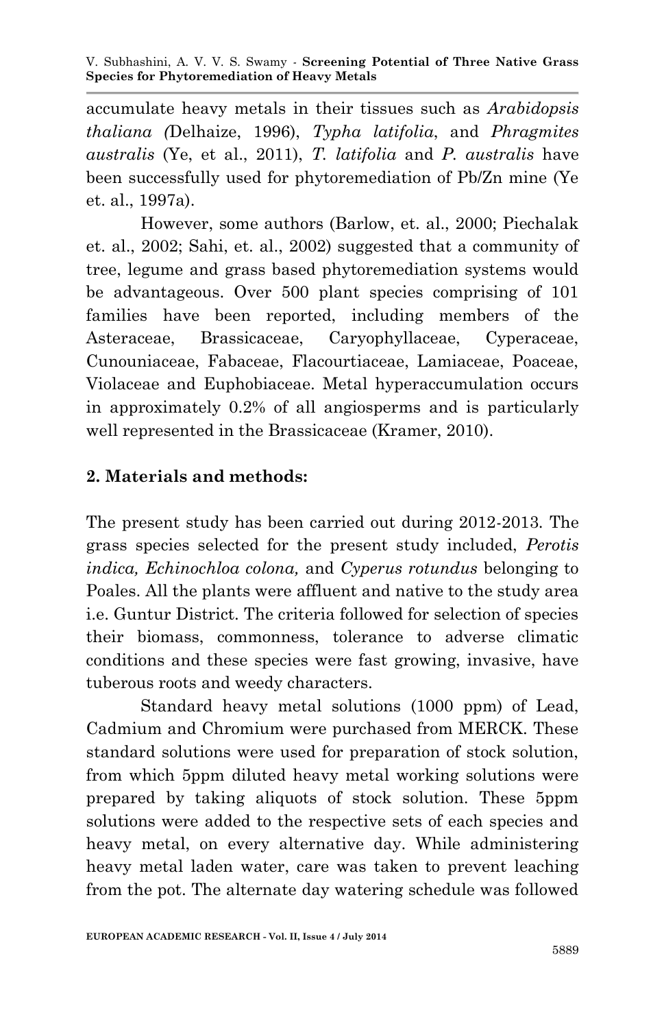accumulate heavy metals in their tissues such as *Arabidopsis thaliana (*Delhaize, 1996), *Typha latifolia*, and *Phragmites australis* (Ye, et al., 2011), *T. latifolia* and *P. australis* have been successfully used for phytoremediation of Pb/Zn mine (Ye et. al., 1997a).

However, some authors (Barlow, et. al., 2000; Piechalak et. al., 2002; Sahi, et. al., 2002) suggested that a community of tree, legume and grass based phytoremediation systems would be advantageous. Over 500 plant species comprising of 101 families have been reported, including members of the Asteraceae, Brassicaceae, Caryophyllaceae, Cyperaceae, Cunouniaceae, Fabaceae, Flacourtiaceae, Lamiaceae, Poaceae, Violaceae and Euphobiaceae. Metal hyperaccumulation occurs in approximately 0.2% of all angiosperms and is particularly well represented in the Brassicaceae (Kramer, 2010).

## 2. Materials and methods:

The present study has been carried out during 2012-2013. The grass species selected for the present study included, *Perotis indica, Echinochloa colona,* and *Cyperus rotundus* belonging to Poales. All the plants were affluent and native to the study area i.e. Guntur District. The criteria followed for selection of species their biomass, commonness, tolerance to adverse climatic conditions and these species were fast growing, invasive, have tuberous roots and weedy characters.

Standard heavy metal solutions (1000 ppm) of Lead, Cadmium and Chromium were purchased from MERCK. These standard solutions were used for preparation of stock solution, from which 5ppm diluted heavy metal working solutions were prepared by taking aliquots of stock solution. These 5ppm solutions were added to the respective sets of each species and heavy metal, on every alternative day. While administering heavy metal laden water, care was taken to prevent leaching from the pot. The alternate day watering schedule was followed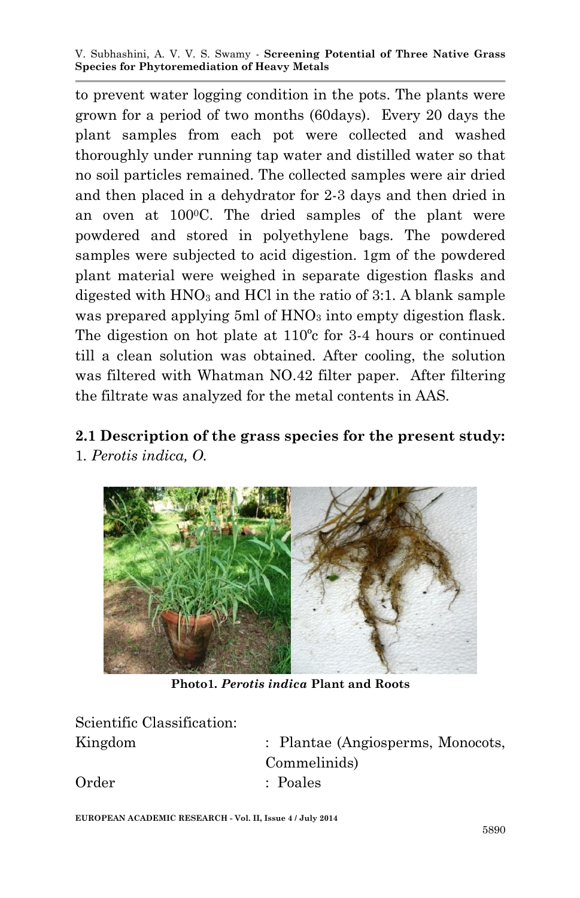to prevent water logging condition in the pots. The plants were grown for a period of two months (60days). Every 20 days the plant samples from each pot were collected and washed thoroughly under running tap water and distilled water so that no soil particles remained. The collected samples were air dried and then placed in a dehydrator for 2-3 days and then dried in an oven at 100$^0$C. The dried samples of the plant were powdered and stored in polyethylene bags. The powdered samples were subjected to acid digestion. 1gm of the powdered plant material were weighed in separate digestion flasks and digested with $HNO_3$ and HCl in the ratio of 3:1. A blank sample was prepared applying 5ml of $HNO_3$ into empty digestion flask. The digestion on hot plate at 110$^o$c for 3-4 hours or continued till a clean solution was obtained. After cooling, the solution was filtered with Whatman NO.42 filter paper. After filtering the filtrate was analyzed for the metal contents in AAS.

## 2.1 Description of the grass species for the present study:

1. *Perotis indica, O.*

**Photo1. *Perotis indica* Plant and Roots**

Scientific Classification:

| | |
|---|---|
| Kingdom | : Plantae (Angiosperms, Monocots, Commelinids) |
| Order | : Poales |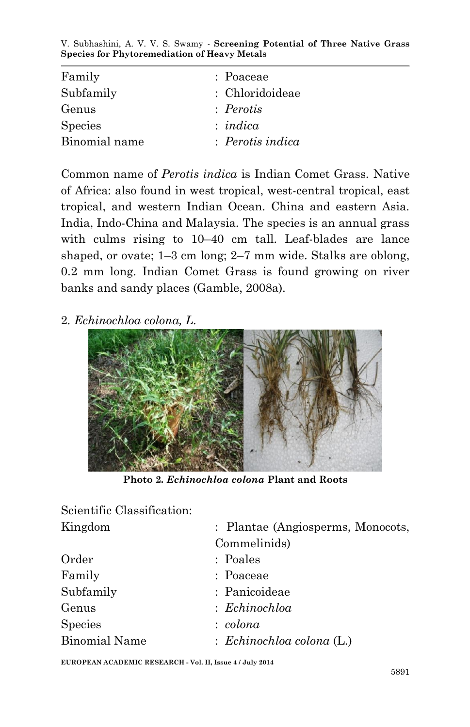| | |
|---|---|
| Family | : Poaceae |
| Subfamily | : Chloridoideae |
| Genus | : *Perotis* |
| Species | : *indica* |
| Binomial name | : *Perotis indica* |

Common name of *Perotis indica* is Indian Comet Grass. Native of Africa: also found in west tropical, west-central tropical, east tropical, and western Indian Ocean. China and eastern Asia. India, Indo-China and Malaysia. The species is an annual grass with culms rising to 10–40 cm tall. Leaf-blades are lance shaped, or ovate; 1–3 cm long; 2–7 mm wide. Stalks are oblong, 0.2 mm long. Indian Comet Grass is found growing on river banks and sandy places (Gamble, 2008a).

2. *Echinochloa colona, L.*

**Photo 2. *Echinochloa colona* Plant and Roots**

Scientific Classification:

| | |
|---|---|
| Kingdom | : Plantae (Angiosperms, Monocots, Commelinids) |
| Order | : Poales |
| Family | : Poaceae |
| Subfamily | : Panicoideae |
| Genus | : *Echinochloa* |
| Species | : *colona* |
| Binomial Name | : *Echinochloa colona* (L.) |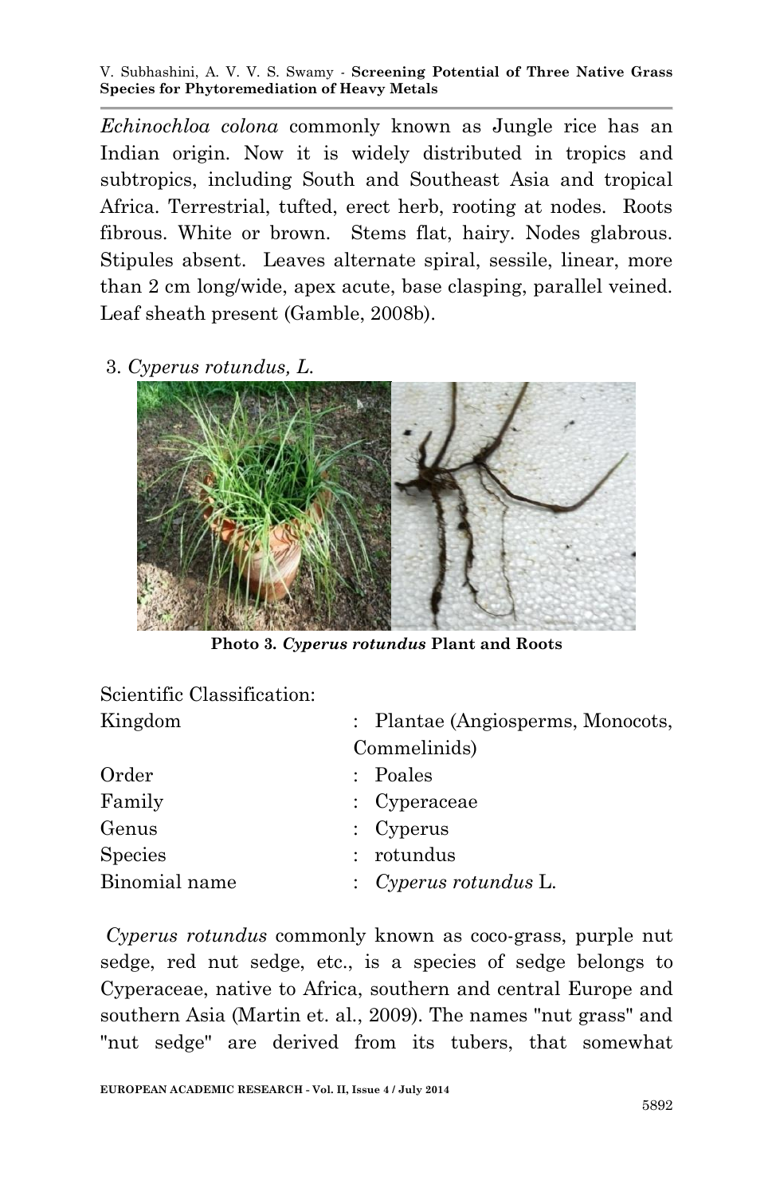*Echinochloa colona* commonly known as Jungle rice has an Indian origin. Now it is widely distributed in tropics and subtropics, including South and Southeast Asia and tropical Africa. Terrestrial, tufted, erect herb, rooting at nodes. Roots fibrous. White or brown. Stems flat, hairy. Nodes glabrous. Stipules absent. Leaves alternate spiral, sessile, linear, more than 2 cm long/wide, apex acute, base clasping, parallel veined. Leaf sheath present (Gamble, 2008b).

3. *Cyperus rotundus, L.*

**Photo 3. *Cyperus rotundus* Plant and Roots**

Scientific Classification:

| | |
|---|---|
| Kingdom | : Plantae (Angiosperms, Monocots, Commelinids) |
| Order | : Poales |
| Family | : Cyperaceae |
| Genus | : Cyperus |
| Species | : rotundus |
| Binomial name | : *Cyperus rotundus* L. |

*Cyperus rotundus* commonly known as coco-grass, purple nut sedge, red nut sedge, etc., is a species of sedge belongs to Cyperaceae, native to Africa, southern and central Europe and southern Asia (Martin et. al., 2009). The names "nut grass" and "nut sedge" are derived from its tubers, that somewhat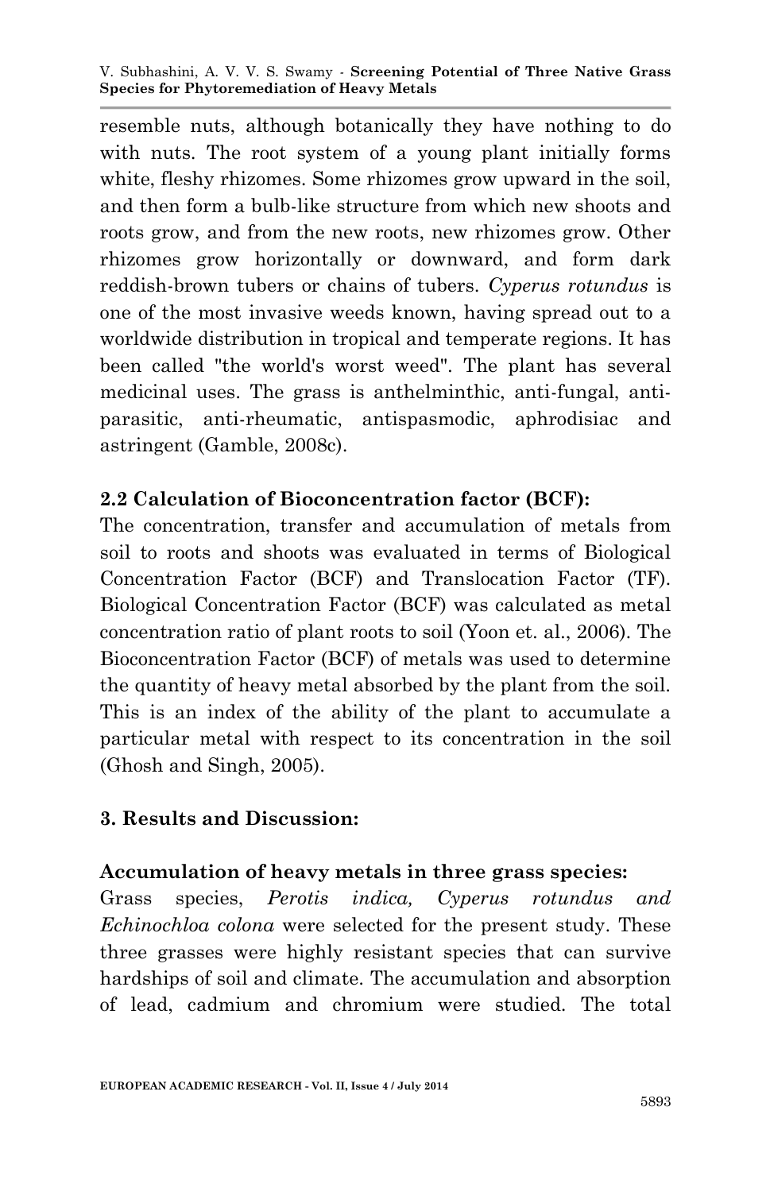resemble nuts, although botanically they have nothing to do with nuts. The root system of a young plant initially forms white, fleshy rhizomes. Some rhizomes grow upward in the soil, and then form a bulb-like structure from which new shoots and roots grow, and from the new roots, new rhizomes grow. Other rhizomes grow horizontally or downward, and form dark reddish-brown tubers or chains of tubers. *Cyperus rotundus* is one of the most invasive weeds known, having spread out to a worldwide distribution in tropical and temperate regions. It has been called "the world's worst weed". The plant has several medicinal uses. The grass is anthelminthic, anti-fungal, anti-parasitic, anti-rheumatic, antispasmodic, aphrodisiac and astringent (Gamble, 2008c).

### 2.2 Calculation of Bioconcentration factor (BCF):

The concentration, transfer and accumulation of metals from soil to roots and shoots was evaluated in terms of Biological Concentration Factor (BCF) and Translocation Factor (TF). Biological Concentration Factor (BCF) was calculated as metal concentration ratio of plant roots to soil (Yoon et. al., 2006). The Bioconcentration Factor (BCF) of metals was used to determine the quantity of heavy metal absorbed by the plant from the soil. This is an index of the ability of the plant to accumulate a particular metal with respect to its concentration in the soil (Ghosh and Singh, 2005).

## 3. Results and Discussion:

### Accumulation of heavy metals in three grass species:

Grass species, *Perotis indica, Cyperus rotundus and Echinochloa colona* were selected for the present study. These three grasses were highly resistant species that can survive hardships of soil and climate. The accumulation and absorption of lead, cadmium and chromium were studied. The total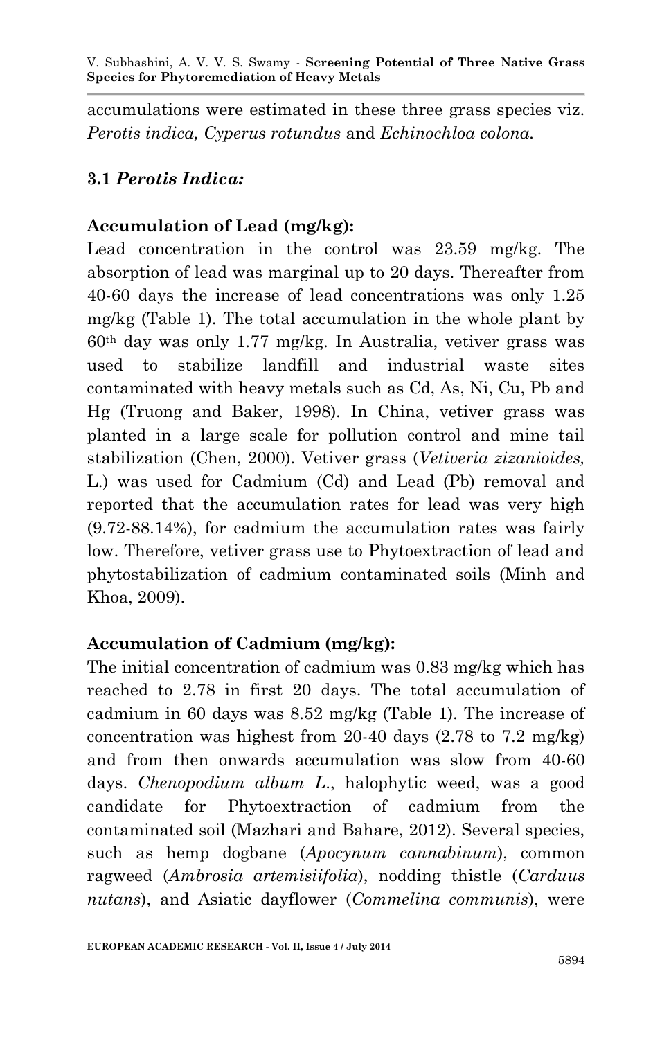accumulations were estimated in these three grass species viz. *Perotis indica, Cyperus rotundus* and *Echinochloa colona.*

### 3.1 *Perotis Indica:*

**Accumulation of Lead (mg/kg):**

Lead concentration in the control was 23.59 mg/kg. The absorption of lead was marginal up to 20 days. Thereafter from 40-60 days the increase of lead concentrations was only 1.25 mg/kg (Table 1). The total accumulation in the whole plant by 60th day was only 1.77 mg/kg. In Australia, vetiver grass was used to stabilize landfill and industrial waste sites contaminated with heavy metals such as Cd, As, Ni, Cu, Pb and Hg (Truong and Baker, 1998). In China, vetiver grass was planted in a large scale for pollution control and mine tail stabilization (Chen, 2000). Vetiver grass (*Vetiveria zizanioides,* L.) was used for Cadmium (Cd) and Lead (Pb) removal and reported that the accumulation rates for lead was very high (9.72-88.14%), for cadmium the accumulation rates was fairly low. Therefore, vetiver grass use to Phytoextraction of lead and phytostabilization of cadmium contaminated soils (Minh and Khoa, 2009).

**Accumulation of Cadmium (mg/kg):**

The initial concentration of cadmium was 0.83 mg/kg which has reached to 2.78 in first 20 days. The total accumulation of cadmium in 60 days was 8.52 mg/kg (Table 1). The increase of concentration was highest from 20-40 days (2.78 to 7.2 mg/kg) and from then onwards accumulation was slow from 40-60 days. *Chenopodium album L.*, halophytic weed, was a good candidate for Phytoextraction of cadmium from the contaminated soil (Mazhari and Bahare, 2012). Several species, such as hemp dogbane (*Apocynum cannabinum*), common ragweed (*Ambrosia artemisiifolia*), nodding thistle (*Carduus nutans*), and Asiatic dayflower (*Commelina communis*), were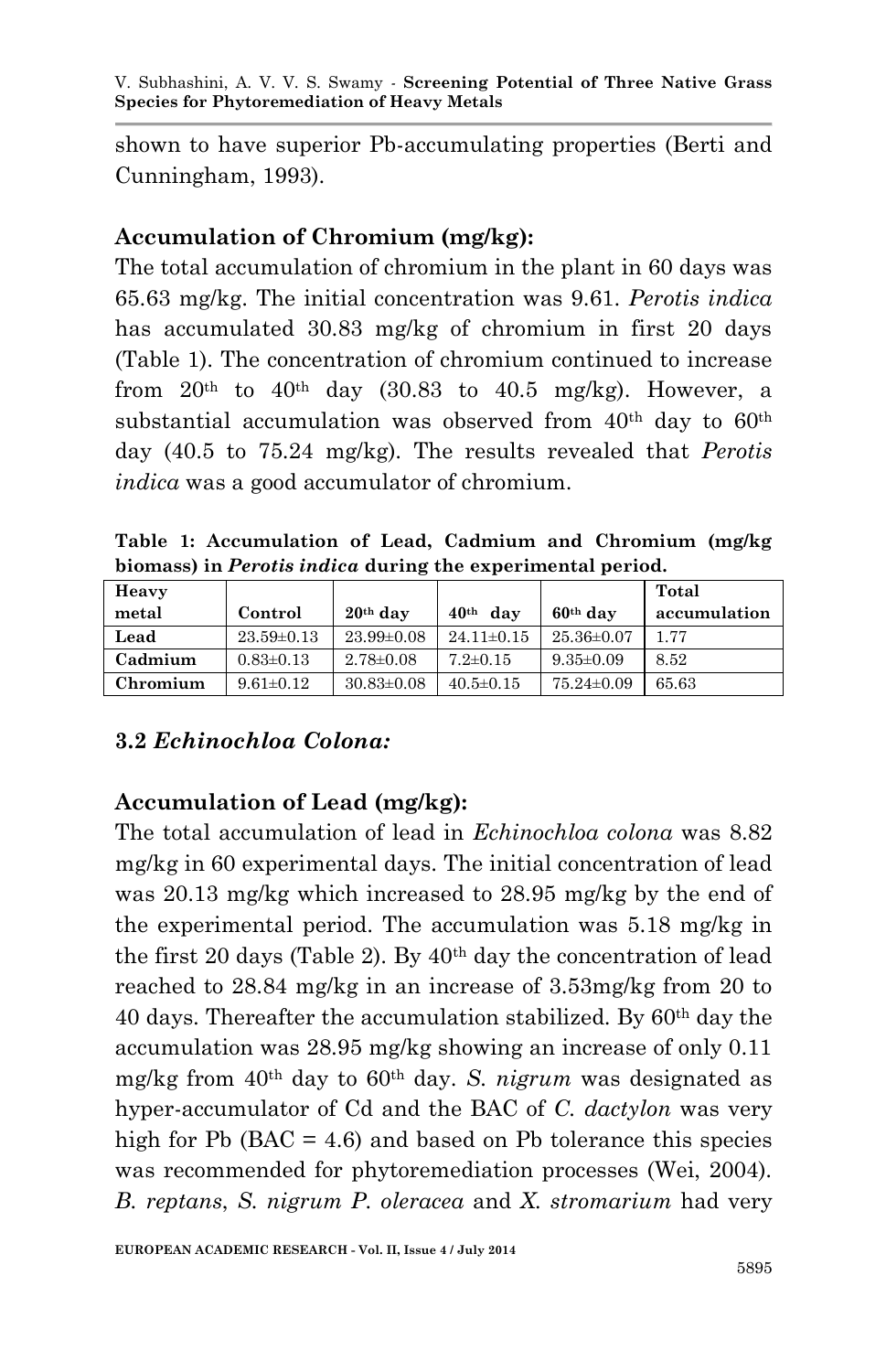shown to have superior Pb-accumulating properties (Berti and Cunningham, 1993).

### Accumulation of Chromium (mg/kg):

The total accumulation of chromium in the plant in 60 days was 65.63 mg/kg. The initial concentration was 9.61. *Perotis indica* has accumulated 30.83 mg/kg of chromium in first 20 days (Table 1). The concentration of chromium continued to increase from 20th to 40th day (30.83 to 40.5 mg/kg). However, a substantial accumulation was observed from 40th day to 60th day (40.5 to 75.24 mg/kg). The results revealed that *Perotis indica* was a good accumulator of chromium.

**Table 1: Accumulation of Lead, Cadmium and Chromium (mg/kg biomass) in *Perotis indica* during the experimental period.**

| Heavy metal | Control | 20th day | 40th day | 60th day | Total accumulation |
|---|---|---|---|---|---|
| **Lead** | 23.59±0.13 | 23.99±0.08 | 24.11±0.15 | 25.36±0.07 | 1.77 |
| **Cadmium** | 0.83±0.13 | 2.78±0.08 | 7.2±0.15 | 9.35±0.09 | 8.52 |
| **Chromium** | 9.61±0.12 | 30.83±0.08 | 40.5±0.15 | 75.24±0.09 | 65.63 |

## 3.2 *Echinochloa Colona:*

### Accumulation of Lead (mg/kg):

The total accumulation of lead in *Echinochloa colona* was 8.82 mg/kg in 60 experimental days. The initial concentration of lead was 20.13 mg/kg which increased to 28.95 mg/kg by the end of the experimental period. The accumulation was 5.18 mg/kg in the first 20 days (Table 2). By 40th day the concentration of lead reached to 28.84 mg/kg in an increase of 3.53mg/kg from 20 to 40 days. Thereafter the accumulation stabilized. By 60th day the accumulation was 28.95 mg/kg showing an increase of only 0.11 mg/kg from 40th day to 60th day. *S. nigrum* was designated as hyper-accumulator of Cd and the BAC of *C. dactylon* was very high for Pb (BAC = 4.6) and based on Pb tolerance this species was recommended for phytoremediation processes (Wei, 2004). *B. reptans*, *S. nigrum P. oleracea* and *X. stromarium* had very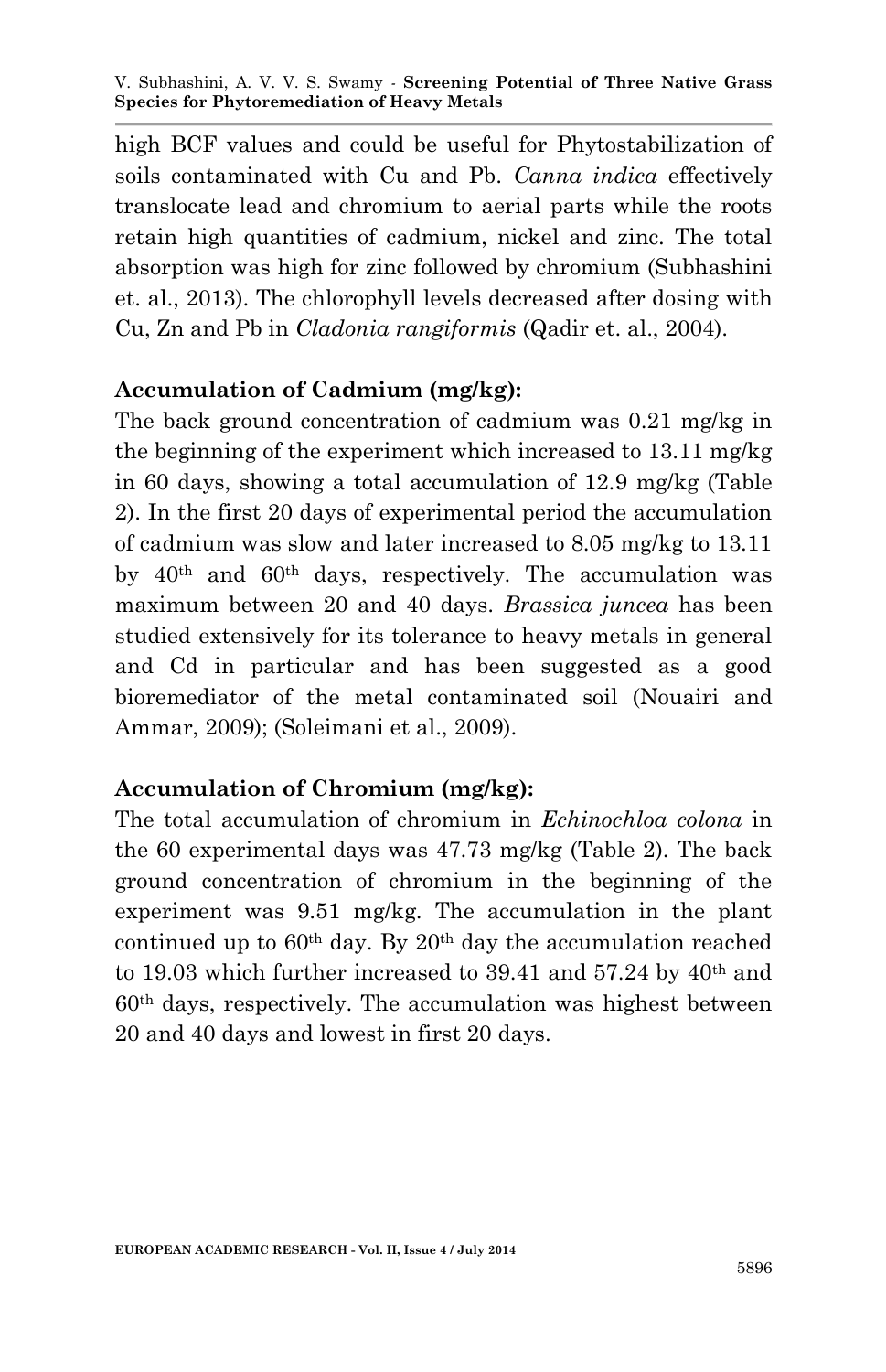high BCF values and could be useful for Phytostabilization of soils contaminated with Cu and Pb. *Canna indica* effectively translocate lead and chromium to aerial parts while the roots retain high quantities of cadmium, nickel and zinc. The total absorption was high for zinc followed by chromium (Subhashini et. al., 2013). The chlorophyll levels decreased after dosing with Cu, Zn and Pb in *Cladonia rangiformis* (Qadir et. al., 2004).

### Accumulation of Cadmium (mg/kg):

The back ground concentration of cadmium was 0.21 mg/kg in the beginning of the experiment which increased to 13.11 mg/kg in 60 days, showing a total accumulation of 12.9 mg/kg (Table 2). In the first 20 days of experimental period the accumulation of cadmium was slow and later increased to 8.05 mg/kg to 13.11 by 40th and 60th days, respectively. The accumulation was maximum between 20 and 40 days. *Brassica juncea* has been studied extensively for its tolerance to heavy metals in general and Cd in particular and has been suggested as a good bioremediator of the metal contaminated soil (Nouairi and Ammar, 2009); (Soleimani et al., 2009).

### Accumulation of Chromium (mg/kg):

The total accumulation of chromium in *Echinochloa colona* in the 60 experimental days was 47.73 mg/kg (Table 2). The back ground concentration of chromium in the beginning of the experiment was 9.51 mg/kg. The accumulation in the plant continued up to 60th day. By 20th day the accumulation reached to 19.03 which further increased to 39.41 and 57.24 by 40th and 60th days, respectively. The accumulation was highest between 20 and 40 days and lowest in first 20 days.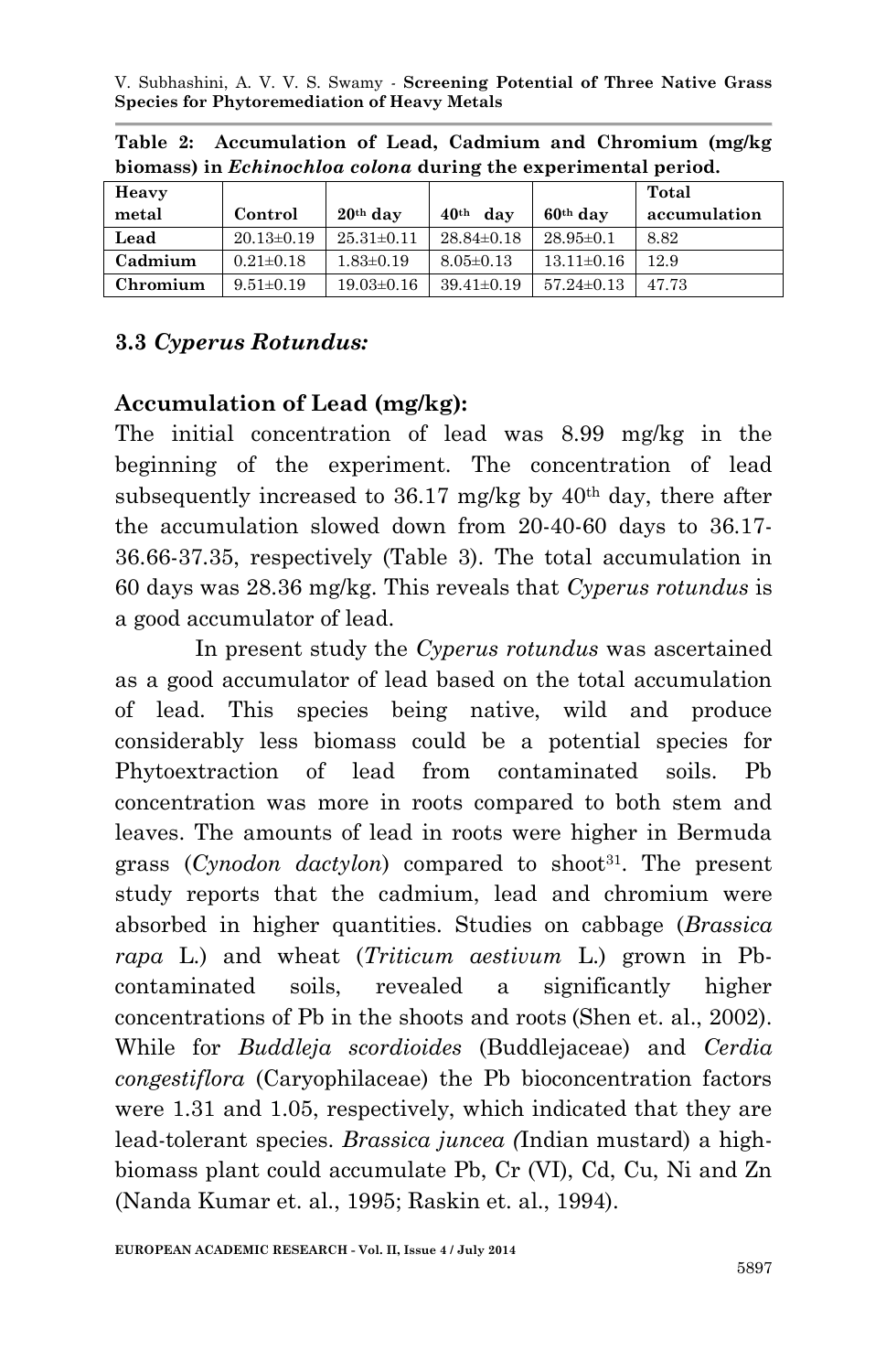**Table 2: Accumulation of Lead, Cadmium and Chromium (mg/kg biomass) in *Echinochloa colona* during the experimental period.**

| Heavy metal | Control | 20th day | 40th day | 60th day | Total accumulation |
|---|---|---|---|---|---|
| **Lead** | 20.13±0.19 | 25.31±0.11 | 28.84±0.18 | 28.95±0.1 | 8.82 |
| **Cadmium** | 0.21±0.18 | 1.83±0.19 | 8.05±0.13 | 13.11±0.16 | 12.9 |
| **Chromium** | 9.51±0.19 | 19.03±0.16 | 39.41±0.19 | 57.24±0.13 | 47.73 |

### 3.3 *Cyperus Rotundus:*

### Accumulation of Lead (mg/kg):

The initial concentration of lead was 8.99 mg/kg in the beginning of the experiment. The concentration of lead subsequently increased to 36.17 mg/kg by 40th day, there after the accumulation slowed down from 20-40-60 days to 36.17-36.66-37.35, respectively (Table 3). The total accumulation in 60 days was 28.36 mg/kg. This reveals that *Cyperus rotundus* is a good accumulator of lead.

In present study the *Cyperus rotundus* was ascertained as a good accumulator of lead based on the total accumulation of lead. This species being native, wild and produce considerably less biomass could be a potential species for Phytoextraction of lead from contaminated soils. Pb concentration was more in roots compared to both stem and leaves. The amounts of lead in roots were higher in Bermuda grass (*Cynodon dactylon*) compared to shoot[31]. The present study reports that the cadmium, lead and chromium were absorbed in higher quantities. Studies on cabbage (*Brassica rapa* L.) and wheat (*Triticum aestivum* L.) grown in Pb-contaminated soils, revealed a significantly higher concentrations of Pb in the shoots and roots (Shen et. al., 2002). While for *Buddleja scordioides* (Buddlejaceae) and *Cerdia congestiflora* (Caryophilaceae) the Pb bioconcentration factors were 1.31 and 1.05, respectively, which indicated that they are lead-tolerant species. *Brassica juncea (*Indian mustard) a high-biomass plant could accumulate Pb, Cr (VI), Cd, Cu, Ni and Zn (Nanda Kumar et. al., 1995; Raskin et. al., 1994).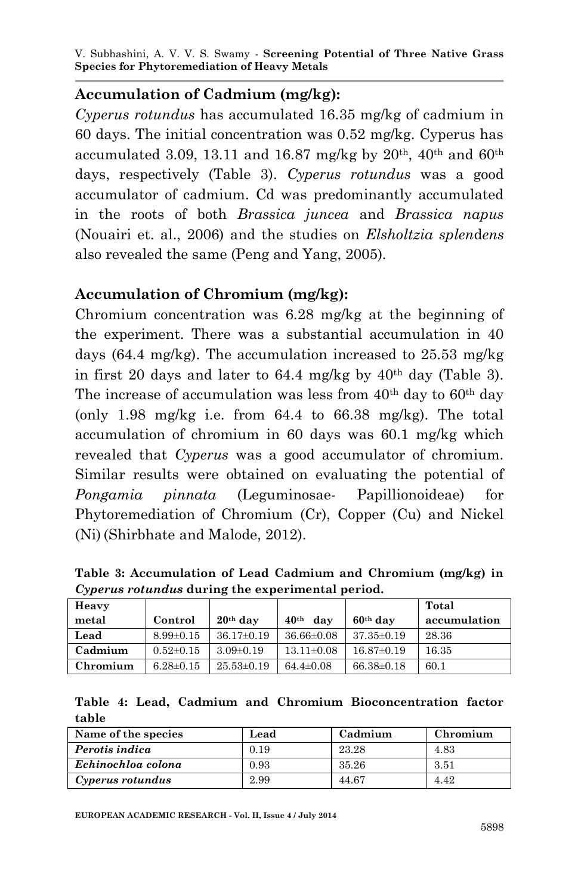## Accumulation of Cadmium (mg/kg):

*Cyperus rotundus* has accumulated 16.35 mg/kg of cadmium in 60 days. The initial concentration was 0.52 mg/kg. Cyperus has accumulated 3.09, 13.11 and 16.87 mg/kg by 20th, 40th and 60th days, respectively (Table 3). *Cyperus rotundus* was a good accumulator of cadmium. Cd was predominantly accumulated in the roots of both *Brassica juncea* and *Brassica napus* (Nouairi et. al., 2006) and the studies on *Elsholtzia splendens* also revealed the same (Peng and Yang, 2005).

## Accumulation of Chromium (mg/kg):

Chromium concentration was 6.28 mg/kg at the beginning of the experiment. There was a substantial accumulation in 40 days (64.4 mg/kg). The accumulation increased to 25.53 mg/kg in first 20 days and later to 64.4 mg/kg by 40th day (Table 3). The increase of accumulation was less from 40th day to 60th day (only 1.98 mg/kg i.e. from 64.4 to 66.38 mg/kg). The total accumulation of chromium in 60 days was 60.1 mg/kg which revealed that *Cyperus* was a good accumulator of chromium. Similar results were obtained on evaluating the potential of *Pongamia pinnata* (Leguminosae- Papillionoideae) for Phytoremediation of Chromium (Cr), Copper (Cu) and Nickel (Ni) (Shirbhate and Malode, 2012).

**Table 3: Accumulation of Lead Cadmium and Chromium (mg/kg) in *Cyperus rotundus* during the experimental period.**

| Heavy metal | Control | 20th day | 40th day | 60th day | Total accumulation |
|---|---|---|---|---|---|
| **Lead** | 8.99±0.15 | 36.17±0.19 | 36.66±0.08 | 37.35±0.19 | 28.36 |
| **Cadmium** | 0.52±0.15 | 3.09±0.19 | 13.11±0.08 | 16.87±0.19 | 16.35 |
| **Chromium** | 6.28±0.15 | 25.53±0.19 | 64.4±0.08 | 66.38±0.18 | 60.1 |

**Table 4: Lead, Cadmium and Chromium Bioconcentration factor table**

| Name of the species | Lead | Cadmium | Chromium |
|---|---|---|---|
| ***Perotis indica*** | 0.19 | 23.28 | 4.83 |
| ***Echinochloa colona*** | 0.93 | 35.26 | 3.51 |
| ***Cyperus rotundus*** | 2.99 | 44.67 | 4.42 |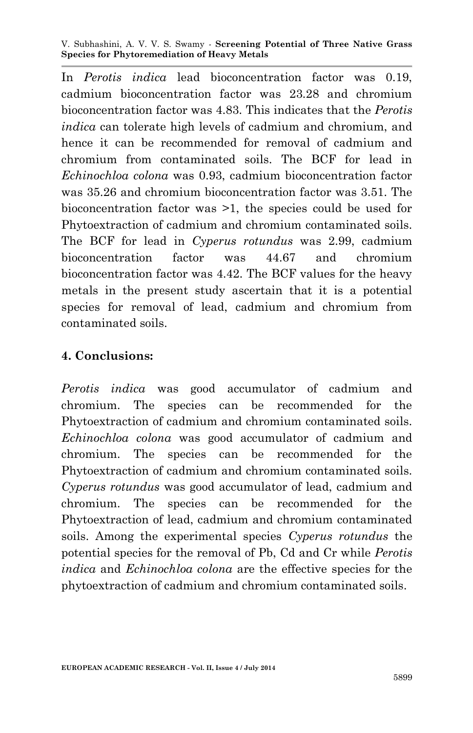In *Perotis indica* lead bioconcentration factor was 0.19, cadmium bioconcentration factor was 23.28 and chromium bioconcentration factor was 4.83. This indicates that the *Perotis indica* can tolerate high levels of cadmium and chromium, and hence it can be recommended for removal of cadmium and chromium from contaminated soils. The BCF for lead in *Echinochloa colona* was 0.93, cadmium bioconcentration factor was 35.26 and chromium bioconcentration factor was 3.51. The bioconcentration factor was >1, the species could be used for Phytoextraction of cadmium and chromium contaminated soils. The BCF for lead in *Cyperus rotundus* was 2.99, cadmium bioconcentration factor was 44.67 and chromium bioconcentration factor was 4.42. The BCF values for the heavy metals in the present study ascertain that it is a potential species for removal of lead, cadmium and chromium from contaminated soils.

## 4. Conclusions:

*Perotis indica* was good accumulator of cadmium and chromium. The species can be recommended for the Phytoextraction of cadmium and chromium contaminated soils. *Echinochloa colona* was good accumulator of cadmium and chromium. The species can be recommended for the Phytoextraction of cadmium and chromium contaminated soils. *Cyperus rotundus* was good accumulator of lead, cadmium and chromium. The species can be recommended for the Phytoextraction of lead, cadmium and chromium contaminated soils. Among the experimental species *Cyperus rotundus* the potential species for the removal of Pb, Cd and Cr while *Perotis indica* and *Echinochloa colona* are the effective species for the phytoextraction of cadmium and chromium contaminated soils.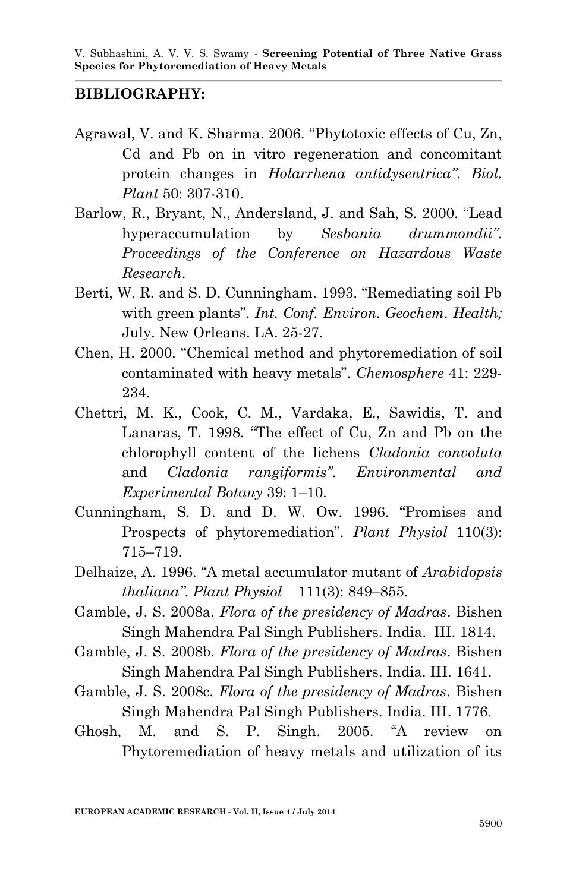## BIBLIOGRAPHY:

Agrawal, V. and K. Sharma. 2006. "Phytotoxic effects of Cu, Zn, Cd and Pb on in vitro regeneration and concomitant protein changes in *Holarrhena antidysentrica"*. *Biol. Plant* 50: 307-310.

Barlow, R., Bryant, N., Andersland, J. and Sah, S. 2000. "Lead hyperaccumulation by *Sesbania drummondii"*. *Proceedings of the Conference on Hazardous Waste Research*.

Berti, W. R. and S. D. Cunningham. 1993. "Remediating soil Pb with green plants". *Int. Conf. Environ. Geochem. Health;* July. New Orleans. LA. 25-27.

Chen, H. 2000. "Chemical method and phytoremediation of soil contaminated with heavy metals". *Chemosphere* 41: 229-234.

Chettri, M. K., Cook, C. M., Vardaka, E., Sawidis, T. and Lanaras, T. 1998. "The effect of Cu, Zn and Pb on the chlorophyll content of the lichens *Cladonia convoluta* and *Cladonia rangiformis"*. *Environmental and Experimental Botany* 39: 1–10.

Cunningham, S. D. and D. W. Ow. 1996. "Promises and Prospects of phytoremediation". *Plant Physiol* 110(3): 715–719.

Delhaize, A. 1996. "A metal accumulator mutant of *Arabidopsis thaliana"*. *Plant Physiol* 111(3): 849–855.

Gamble, J. S. 2008a. *Flora of the presidency of Madras*. Bishen Singh Mahendra Pal Singh Publishers. India. III. 1814.

Gamble, J. S. 2008b. *Flora of the presidency of Madras*. Bishen Singh Mahendra Pal Singh Publishers. India. III. 1641.

Gamble, J. S. 2008c. *Flora of the presidency of Madras*. Bishen Singh Mahendra Pal Singh Publishers. India. III. 1776.

Ghosh, M. and S. P. Singh. 2005. "A review on Phytoremediation of heavy metals and utilization of its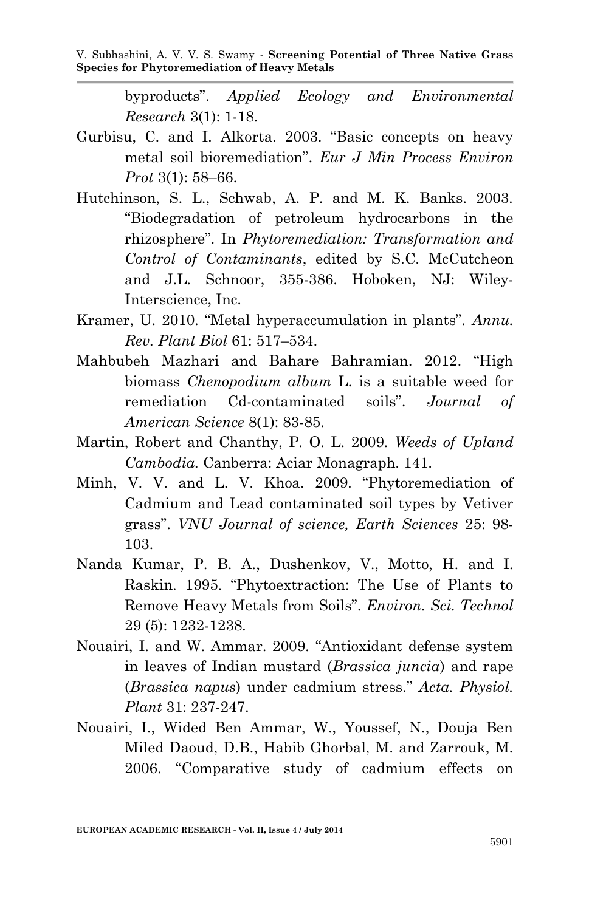byproducts". *Applied Ecology and Environmental Research* 3(1): 1-18.

Gurbisu, C. and I. Alkorta. 2003. "Basic concepts on heavy metal soil bioremediation". *Eur J Min Process Environ Prot* 3(1): 58–66.

Hutchinson, S. L., Schwab, A. P. and M. K. Banks. 2003. "Biodegradation of petroleum hydrocarbons in the rhizosphere". In *Phytoremediation: Transformation and Control of Contaminants*, edited by S.C. McCutcheon and J.L. Schnoor, 355-386. Hoboken, NJ: Wiley-Interscience, Inc.

Kramer, U. 2010. "Metal hyperaccumulation in plants". *Annu. Rev. Plant Biol* 61: 517–534.

Mahbubeh Mazhari and Bahare Bahramian. 2012. "High biomass *Chenopodium album* L. is a suitable weed for remediation Cd-contaminated soils". *Journal of American Science* 8(1): 83-85.

Martin, Robert and Chanthy, P. O. L. 2009. *Weeds of Upland Cambodia.* Canberra: Aciar Monagraph. 141.

Minh, V. V. and L. V. Khoa. 2009. "Phytoremediation of Cadmium and Lead contaminated soil types by Vetiver grass". *VNU Journal of science, Earth Sciences* 25: 98-103.

Nanda Kumar, P. B. A., Dushenkov, V., Motto, H. and I. Raskin. 1995. "Phytoextraction: The Use of Plants to Remove Heavy Metals from Soils". *Environ. Sci. Technol* 29 (5): 1232-1238.

Nouairi, I. and W. Ammar. 2009. "Antioxidant defense system in leaves of Indian mustard (*Brassica juncia*) and rape (*Brassica napus*) under cadmium stress." *Acta. Physiol. Plant* 31: 237-247.

Nouairi, I., Wided Ben Ammar, W., Youssef, N., Douja Ben Miled Daoud, D.B., Habib Ghorbal, M. and Zarrouk, M. 2006. "Comparative study of cadmium effects on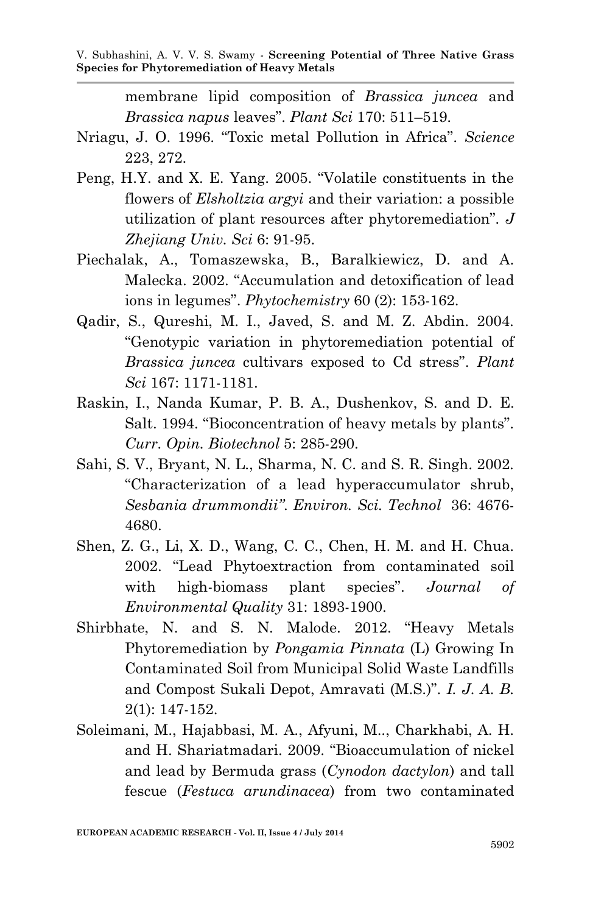membrane lipid composition of *Brassica juncea* and *Brassica napus* leaves". *Plant Sci* 170: 511–519.

Nriagu, J. O. 1996. "Toxic metal Pollution in Africa". *Science* 223, 272.

Peng, H.Y. and X. E. Yang. 2005. "Volatile constituents in the flowers of *Elsholtzia argyi* and their variation: a possible utilization of plant resources after phytoremediation". *J Zhejiang Univ. Sci* 6: 91-95.

Piechalak, A., Tomaszewska, B., Baralkiewicz, D. and A. Malecka. 2002. "Accumulation and detoxification of lead ions in legumes". *Phytochemistry* 60 (2): 153-162.

Qadir, S., Qureshi, M. I., Javed, S. and M. Z. Abdin. 2004. "Genotypic variation in phytoremediation potential of *Brassica juncea* cultivars exposed to Cd stress". *Plant Sci* 167: 1171-1181.

Raskin, I., Nanda Kumar, P. B. A., Dushenkov, S. and D. E. Salt. 1994. "Bioconcentration of heavy metals by plants". *Curr. Opin. Biotechnol* 5: 285-290.

Sahi, S. V., Bryant, N. L., Sharma, N. C. and S. R. Singh. 2002. "Characterization of a lead hyperaccumulator shrub, *Sesbania drummondii*". *Environ. Sci. Technol* 36: 4676-4680.

Shen, Z. G., Li, X. D., Wang, C. C., Chen, H. M. and H. Chua. 2002. "Lead Phytoextraction from contaminated soil with high-biomass plant species". *Journal of Environmental Quality* 31: 1893-1900.

Shirbhate, N. and S. N. Malode. 2012. "Heavy Metals Phytoremediation by *Pongamia Pinnata* (L) Growing In Contaminated Soil from Municipal Solid Waste Landfills and Compost Sukali Depot, Amravati (M.S.)". *I. J. A. B.* 2(1): 147-152.

Soleimani, M., Hajabbasi, M. A., Afyuni, M.., Charkhabi, A. H. and H. Shariatmadari. 2009. "Bioaccumulation of nickel and lead by Bermuda grass (*Cynodon dactylon*) and tall fescue (*Festuca arundinacea*) from two contaminated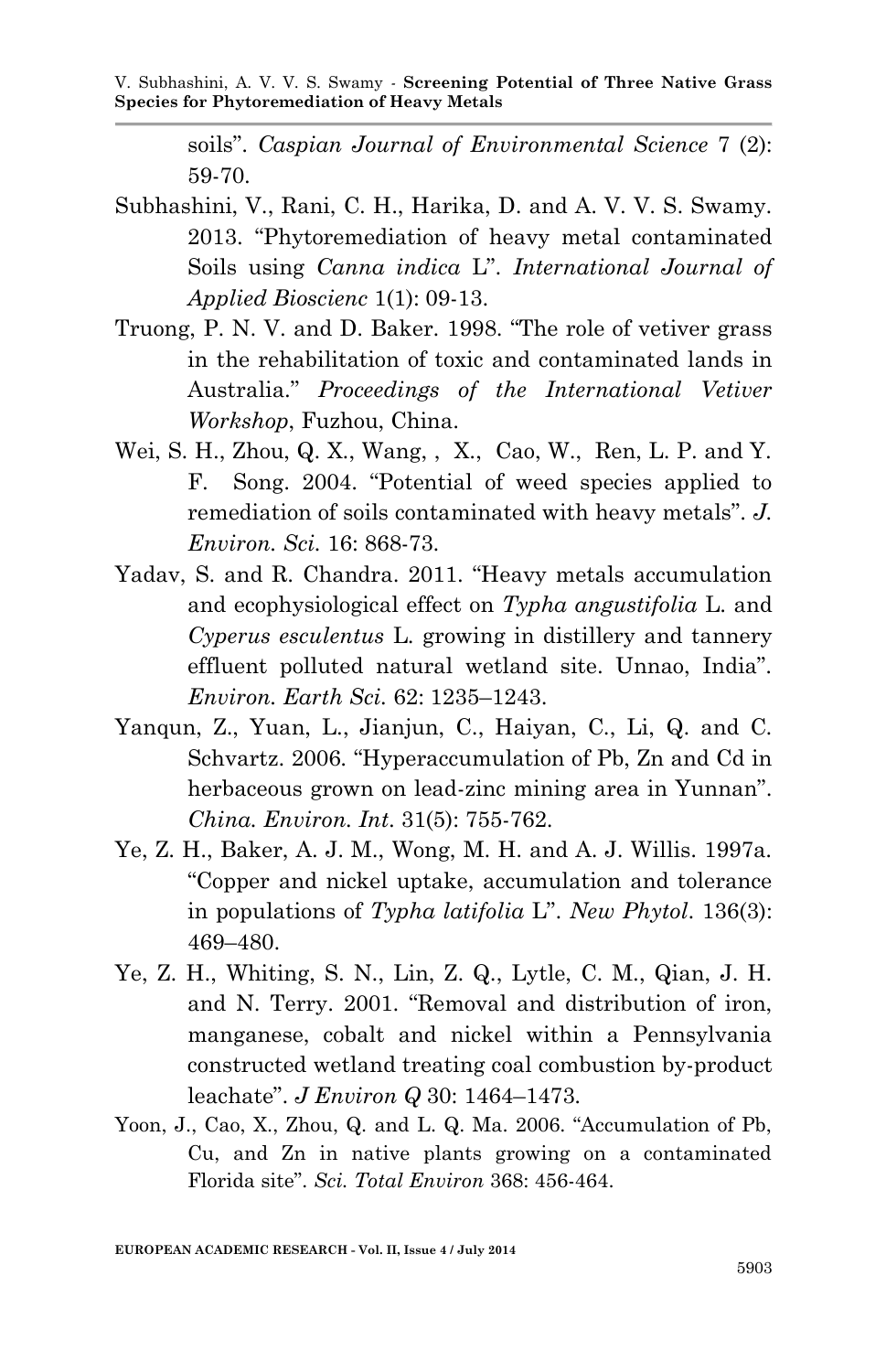soils". *Caspian Journal of Environmental Science* 7 (2): 59-70.

Subhashini, V., Rani, C. H., Harika, D. and A. V. V. S. Swamy. 2013. "Phytoremediation of heavy metal contaminated Soils using *Canna indica* L". *International Journal of Applied Bioscienc* 1(1): 09-13.

Truong, P. N. V. and D. Baker. 1998. "The role of vetiver grass in the rehabilitation of toxic and contaminated lands in Australia." *Proceedings of the International Vetiver Workshop*, Fuzhou, China.

Wei, S. H., Zhou, Q. X., Wang, , X., Cao, W., Ren, L. P. and Y. F. Song. 2004. "Potential of weed species applied to remediation of soils contaminated with heavy metals". *J. Environ. Sci.* 16: 868-73.

Yadav, S. and R. Chandra. 2011. "Heavy metals accumulation and ecophysiological effect on *Typha angustifolia* L. and *Cyperus esculentus* L. growing in distillery and tannery effluent polluted natural wetland site. Unnao, India". *Environ. Earth Sci.* 62: 1235–1243.

Yanqun, Z., Yuan, L., Jianjun, C., Haiyan, C., Li, Q. and C. Schvartz. 2006. "Hyperaccumulation of Pb, Zn and Cd in herbaceous grown on lead-zinc mining area in Yunnan". *China. Environ. Int.* 31(5): 755-762.

Ye, Z. H., Baker, A. J. M., Wong, M. H. and A. J. Willis. 1997a. "Copper and nickel uptake, accumulation and tolerance in populations of *Typha latifolia* L". *New Phytol.* 136(3): 469–480.

Ye, Z. H., Whiting, S. N., Lin, Z. Q., Lytle, C. M., Qian, J. H. and N. Terry. 2001. "Removal and distribution of iron, manganese, cobalt and nickel within a Pennsylvania constructed wetland treating coal combustion by-product leachate". *J Environ Q* 30: 1464–1473.

Yoon, J., Cao, X., Zhou, Q. and L. Q. Ma. 2006. "Accumulation of Pb, Cu, and Zn in native plants growing on a contaminated Florida site". *Sci. Total Environ* 368: 456-464.